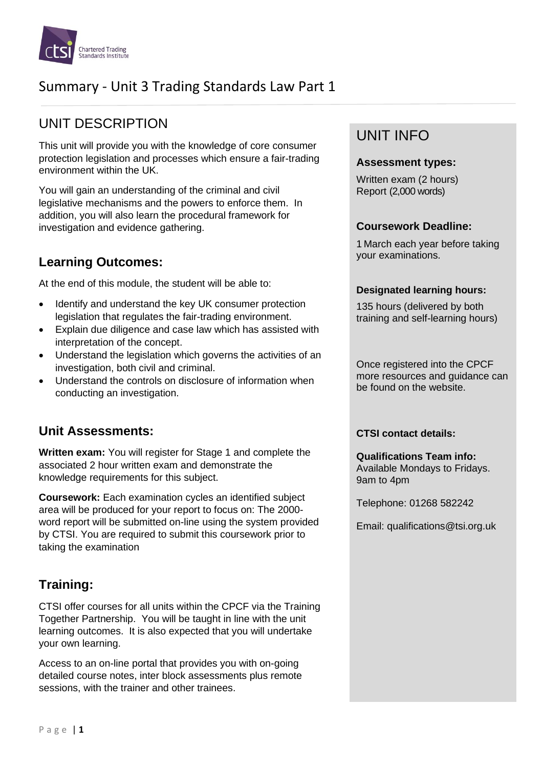# Summary - Unit 3 Trading Standards Law Part 1

## UNIT DESCRIPTION

This unit will provide you with the knowledge of core consumer protection legislation and processes which ensure a fair-trading environment within the UK.

You will gain an understanding of the criminal and civil legislative mechanisms and the powers to enforce them. In addition, you will also learn the procedural framework for investigation and evidence gathering.

### Learning Outcomes:

At the end of this module, the student will be able to:

- Identify and understand the key UK consumer protection legislation that regulates the fair-trading environment.
- Explain due diligence and case law which has assisted with interpretation of the concept.
- Understand the legislation which governs the activities of an investigation, both civil and criminal.
- Understand the controls on disclosure of information when conducting an investigation.

### Unit Assessments:

**Written exam:** You will register for Stage 1 and complete the associated 2 hour written exam and demonstrate the knowledge requirements for this subject.

**Coursework:** Each examination cycles an identified subject area will be produced for your report to focus on: The 2000-word report will be submitted on-line using the system provided by CTSI. You are required to submit this coursework prior to taking the examination

### Training:

CTSI offer courses for all units within the CPCF via the Training Together Partnership. You will be taught in line with the unit learning outcomes. It is also expected that you will undertake your own learning.

Access to an on-line portal that provides you with on-going detailed course notes, inter block assessments plus remote sessions, with the trainer and other trainees.

## UNIT INFO

**Assessment types:**

Written exam (2 hours)
Report (2,000 words)

**Coursework Deadline:**

1 March each year before taking your examinations.

**Designated learning hours:**

135 hours (delivered by both training and self-learning hours)

Once registered into the CPCF more resources and guidance can be found on the website.

**CTSI contact details:**

**Qualifications Team info:**
Available Mondays to Fridays.
9am to 4pm

Telephone: 01268 582242

Email: qualifications@tsi.org.uk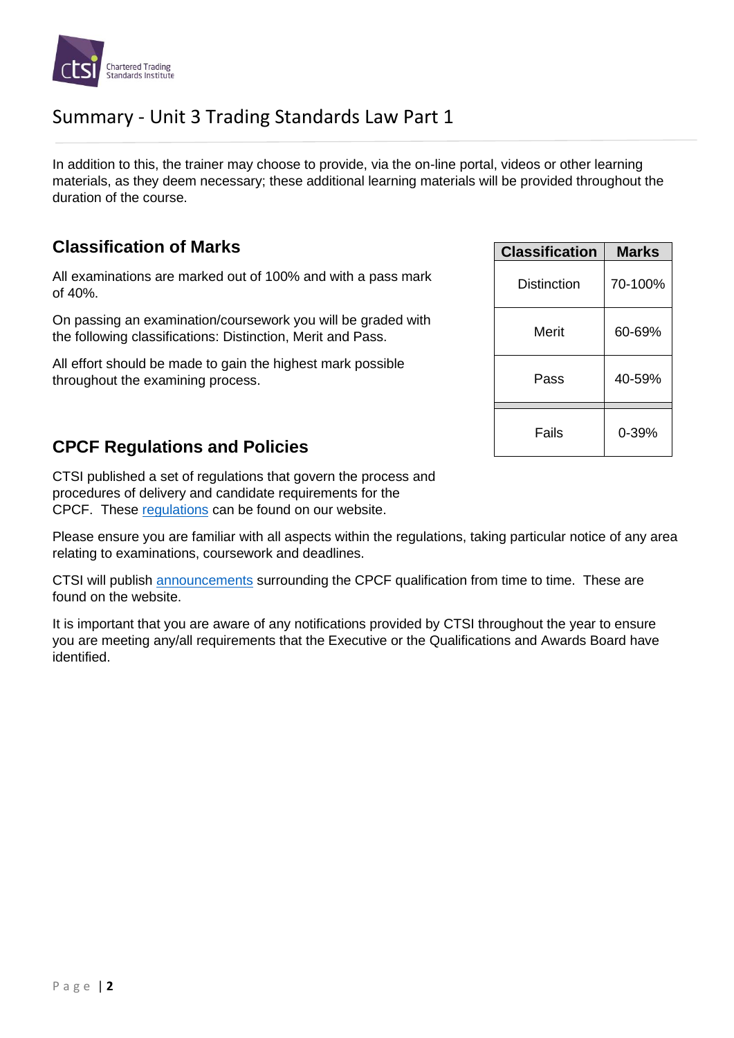# Summary - Unit 3 Trading Standards Law Part 1

In addition to this, the trainer may choose to provide, via the on-line portal, videos or other learning materials, as they deem necessary; these additional learning materials will be provided throughout the duration of the course.

## Classification of Marks

All examinations are marked out of 100% and with a pass mark of 40%.

On passing an examination/coursework you will be graded with the following classifications: Distinction, Merit and Pass.

All effort should be made to gain the highest mark possible throughout the examining process.

| Classification | Marks |
| --- | --- |
| Distinction | 70-100% |
| Merit | 60-69% |
| Pass | 40-59% |
| Fails | 0-39% |

## CPCF Regulations and Policies

CTSI published a set of regulations that govern the process and procedures of delivery and candidate requirements for the CPCF. These regulations can be found on our website.

Please ensure you are familiar with all aspects within the regulations, taking particular notice of any area relating to examinations, coursework and deadlines.

CTSI will publish announcements surrounding the CPCF qualification from time to time. These are found on the website.

It is important that you are aware of any notifications provided by CTSI throughout the year to ensure you are meeting any/all requirements that the Executive or the Qualifications and Awards Board have identified.